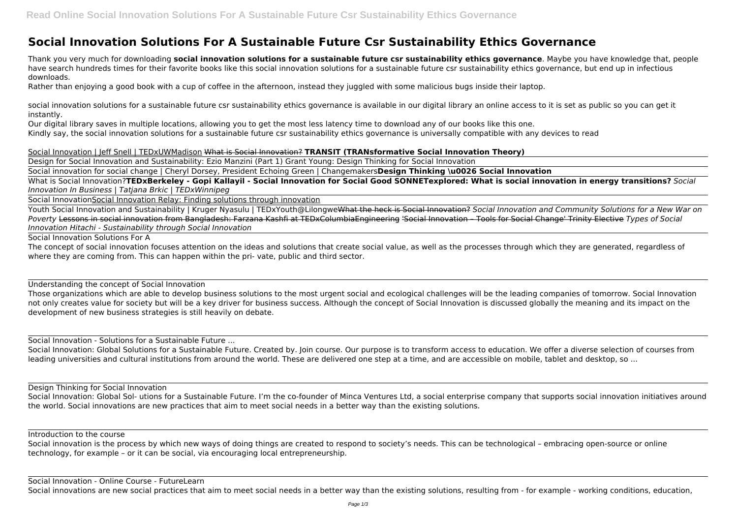# Social Innovation Solutions For A Sustainable Future Csr Sustainability Ethics Governance

Thank you very much for downloading **social innovation solutions for a sustainable future csr sustainability ethics governance**. Maybe you have knowledge that, people have search hundreds times for their favorite books like this social innovation solutions for a sustainable future csr sustainability ethics governance, but end up in infectious downloads.

Rather than enjoying a good book with a cup of coffee in the afternoon, instead they juggled with some malicious bugs inside their laptop.

social innovation solutions for a sustainable future csr sustainability ethics governance is available in our digital library an online access to it is set as public so you can get it instantly.

Our digital library saves in multiple locations, allowing you to get the most less latency time to download any of our books like this one.

Kindly say, the social innovation solutions for a sustainable future csr sustainability ethics governance is universally compatible with any devices to read

Social Innovation | Jeff Snell | TEDxUWMadison ~~What is Social Innovation?~~ **TRANSIT (TRANsformative Social Innovation Theory)**

Design for Social Innovation and Sustainability: Ezio Manzini (Part 1) Grant Young: Design Thinking for Social Innovation

Social innovation for social change | Cheryl Dorsey, President Echoing Green | Changemakers**Design Thinking \u0026 Social Innovation**

What is Social Innovation?**TEDxBerkeley - Gopi Kallayil - Social Innovation for Social Good SONNETexplored: What is social innovation in energy transitions?** *Social Innovation In Business | Tatjana Brkic | TEDxWinnipeg*

Social InnovationSocial Innovation Relay: Finding solutions through innovation

Youth Social Innovation and Sustainability | Kruger Nyasulu | TEDxYouth@Lilongwe~~What the heck is Social Innovation?~~ *Social Innovation and Community Solutions for a New War on Poverty* ~~Lessons in social innovation from Bangladesh: Farzana Kashfi at TEDxColumbiaEngineering~~ ~~'Social Innovation – Tools for Social Change' Trinity Elective~~ *Types of Social Innovation Hitachi - Sustainability through Social Innovation*

Social Innovation Solutions For A

The concept of social innovation focuses attention on the ideas and solutions that create social value, as well as the processes through which they are generated, regardless of where they are coming from. This can happen within the pri- vate, public and third sector.

Understanding the concept of Social Innovation

Those organizations which are able to develop business solutions to the most urgent social and ecological challenges will be the leading companies of tomorrow. Social Innovation not only creates value for society but will be a key driver for business success. Although the concept of Social Innovation is discussed globally the meaning and its impact on the development of new business strategies is still heavily on debate.

Social Innovation - Solutions for a Sustainable Future ...

Social Innovation: Global Solutions for a Sustainable Future. Created by. Join course. Our purpose is to transform access to education. We offer a diverse selection of courses from leading universities and cultural institutions from around the world. These are delivered one step at a time, and are accessible on mobile, tablet and desktop, so ...

Design Thinking for Social Innovation

Social Innovation: Global Sol- utions for a Sustainable Future. I'm the co-founder of Minca Ventures Ltd, a social enterprise company that supports social innovation initiatives around the world. Social innovations are new practices that aim to meet social needs in a better way than the existing solutions.

Introduction to the course

Social innovation is the process by which new ways of doing things are created to respond to society's needs. This can be technological – embracing open-source or online technology, for example – or it can be social, via encouraging local entrepreneurship.

Social Innovation - Online Course - FutureLearn

Social innovations are new social practices that aim to meet social needs in a better way than the existing solutions, resulting from - for example - working conditions, education,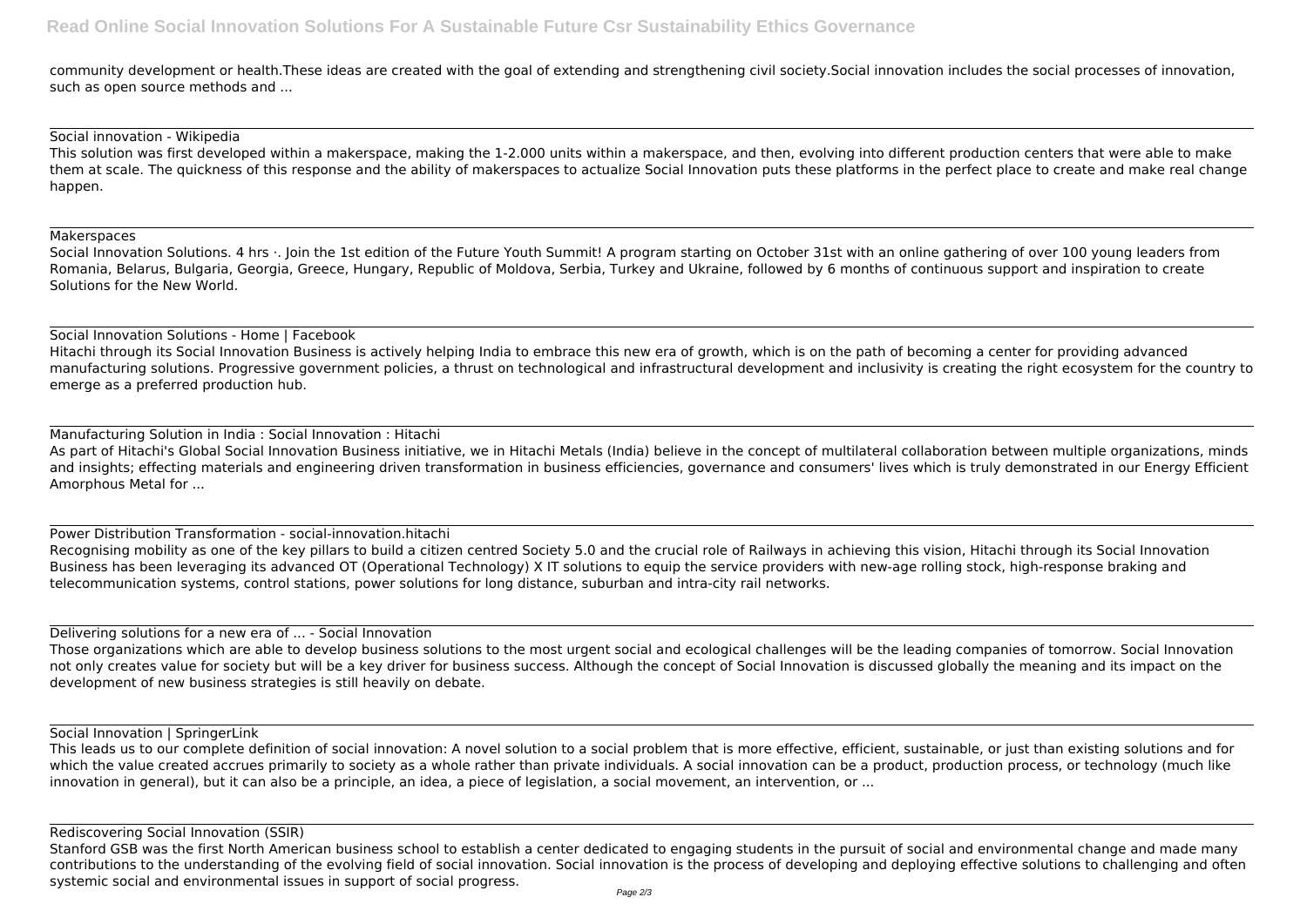community development or health.These ideas are created with the goal of extending and strengthening civil society.Social innovation includes the social processes of innovation, such as open source methods and ...

Social innovation - Wikipedia

This solution was first developed within a makerspace, making the 1-2.000 units within a makerspace, and then, evolving into different production centers that were able to make them at scale. The quickness of this response and the ability of makerspaces to actualize Social Innovation puts these platforms in the perfect place to create and make real change happen.

Makerspaces

Social Innovation Solutions. 4 hrs ·. Join the 1st edition of the Future Youth Summit! A program starting on October 31st with an online gathering of over 100 young leaders from Romania, Belarus, Bulgaria, Georgia, Greece, Hungary, Republic of Moldova, Serbia, Turkey and Ukraine, followed by 6 months of continuous support and inspiration to create Solutions for the New World.

Social Innovation Solutions - Home | Facebook

Hitachi through its Social Innovation Business is actively helping India to embrace this new era of growth, which is on the path of becoming a center for providing advanced manufacturing solutions. Progressive government policies, a thrust on technological and infrastructural development and inclusivity is creating the right ecosystem for the country to emerge as a preferred production hub.

Manufacturing Solution in India : Social Innovation : Hitachi

As part of Hitachi's Global Social Innovation Business initiative, we in Hitachi Metals (India) believe in the concept of multilateral collaboration between multiple organizations, minds and insights; effecting materials and engineering driven transformation in business efficiencies, governance and consumers' lives which is truly demonstrated in our Energy Efficient Amorphous Metal for ...

Power Distribution Transformation - social-innovation.hitachi

Recognising mobility as one of the key pillars to build a citizen centred Society 5.0 and the crucial role of Railways in achieving this vision, Hitachi through its Social Innovation Business has been leveraging its advanced OT (Operational Technology) X IT solutions to equip the service providers with new-age rolling stock, high-response braking and telecommunication systems, control stations, power solutions for long distance, suburban and intra-city rail networks.

Delivering solutions for a new era of ... - Social Innovation

Those organizations which are able to develop business solutions to the most urgent social and ecological challenges will be the leading companies of tomorrow. Social Innovation not only creates value for society but will be a key driver for business success. Although the concept of Social Innovation is discussed globally the meaning and its impact on the development of new business strategies is still heavily on debate.

Social Innovation | SpringerLink

This leads us to our complete definition of social innovation: A novel solution to a social problem that is more effective, efficient, sustainable, or just than existing solutions and for which the value created accrues primarily to society as a whole rather than private individuals. A social innovation can be a product, production process, or technology (much like innovation in general), but it can also be a principle, an idea, a piece of legislation, a social movement, an intervention, or ...

Rediscovering Social Innovation (SSIR)

Stanford GSB was the first North American business school to establish a center dedicated to engaging students in the pursuit of social and environmental change and made many contributions to the understanding of the evolving field of social innovation. Social innovation is the process of developing and deploying effective solutions to challenging and often systemic social and environmental issues in support of social progress.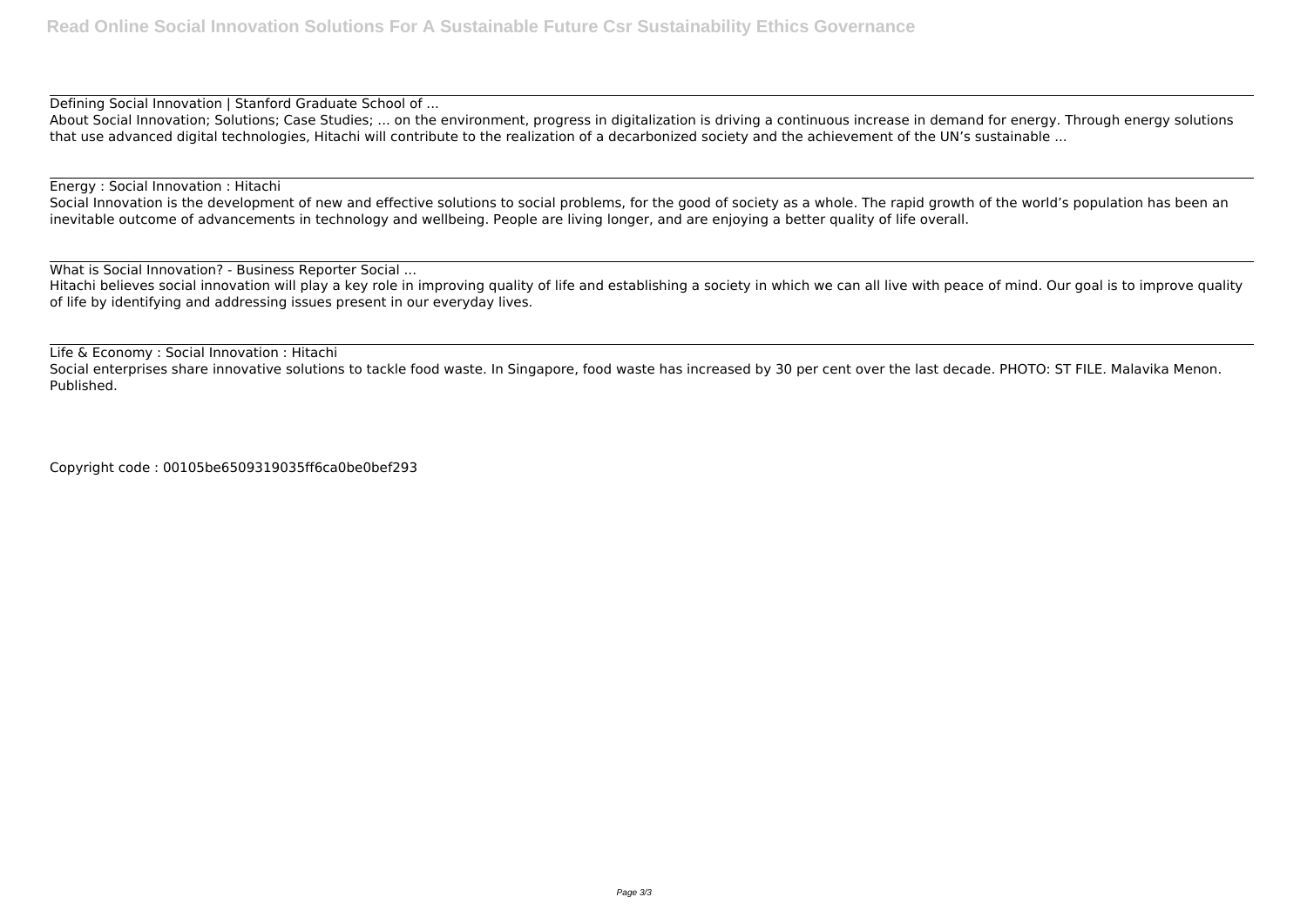Defining Social Innovation | Stanford Graduate School of ...

About Social Innovation; Solutions; Case Studies; ... on the environment, progress in digitalization is driving a continuous increase in demand for energy. Through energy solutions that use advanced digital technologies, Hitachi will contribute to the realization of a decarbonized society and the achievement of the UN’s sustainable ...

Energy : Social Innovation : Hitachi

Social Innovation is the development of new and effective solutions to social problems, for the good of society as a whole. The rapid growth of the world’s population has been an inevitable outcome of advancements in technology and wellbeing. People are living longer, and are enjoying a better quality of life overall.

What is Social Innovation? - Business Reporter Social ...

Hitachi believes social innovation will play a key role in improving quality of life and establishing a society in which we can all live with peace of mind. Our goal is to improve quality of life by identifying and addressing issues present in our everyday lives.

Life & Economy : Social Innovation : Hitachi

Social enterprises share innovative solutions to tackle food waste. In Singapore, food waste has increased by 30 per cent over the last decade. PHOTO: ST FILE. Malavika Menon. Published.

Copyright code : 00105be6509319035ff6ca0be0bef293